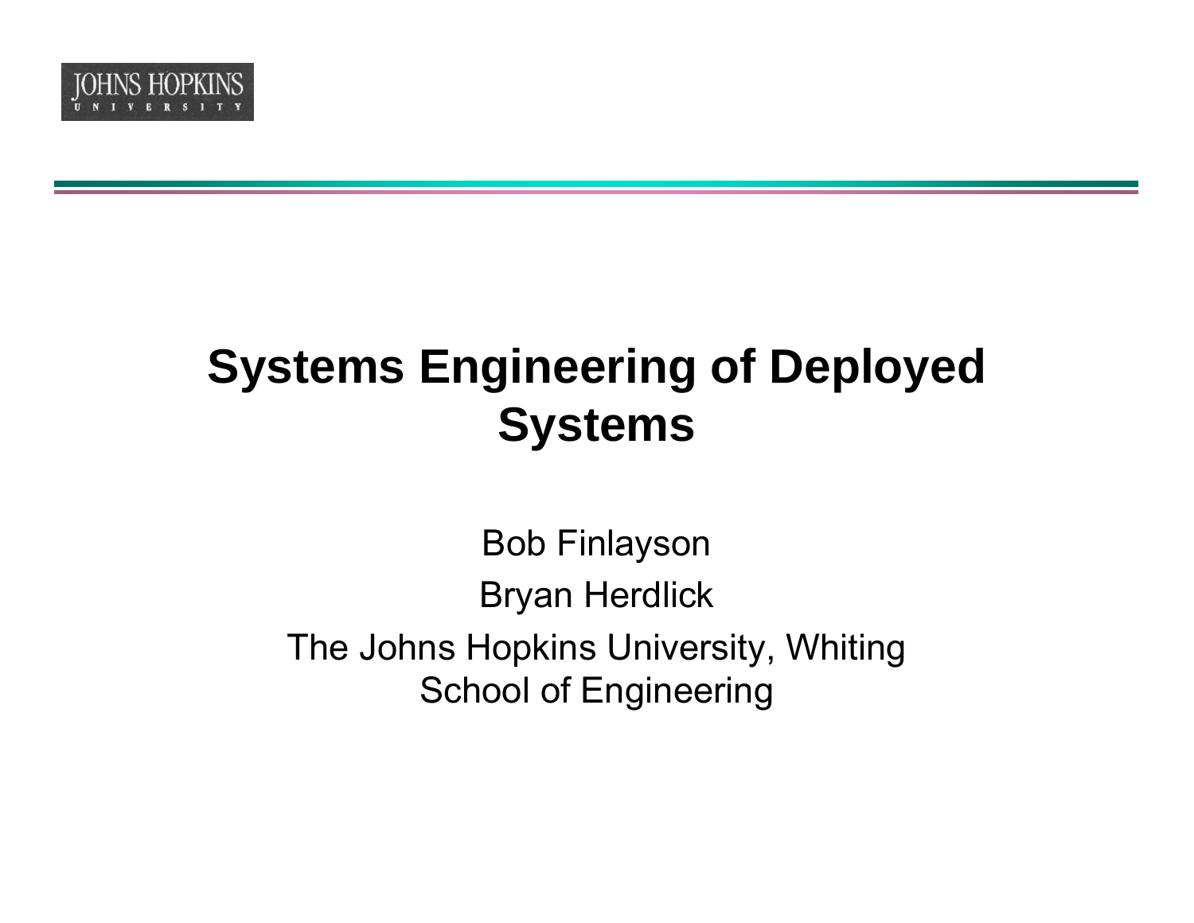JOHNS HOPKINS UNIVERSITY

# Systems Engineering of Deployed Systems

Bob Finlayson

Bryan Herdlick

The Johns Hopkins University, Whiting School of Engineering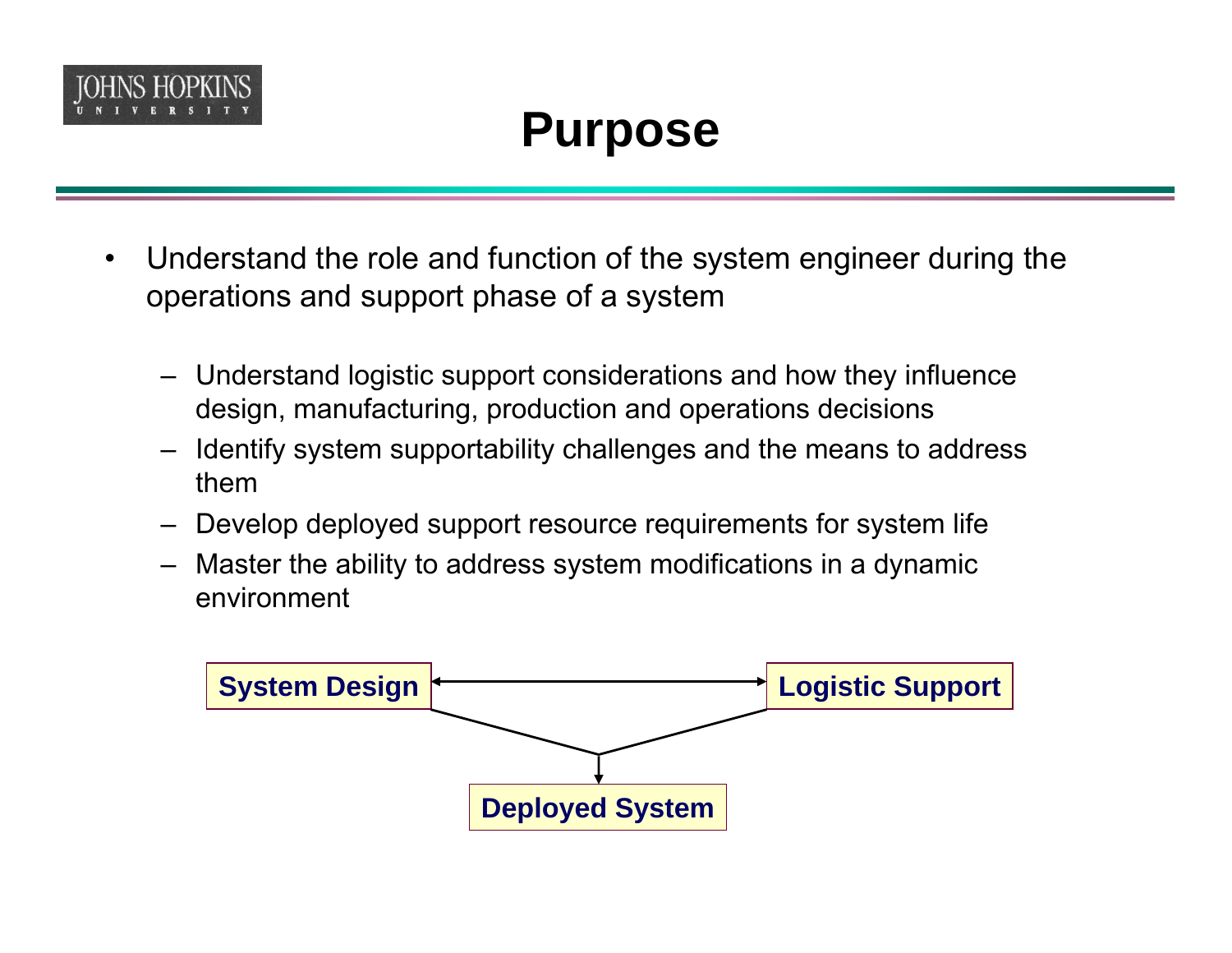# Purpose

- Understand the role and function of the system engineer during the operations and support phase of a system
  - Understand logistic support considerations and how they influence design, manufacturing, production and operations decisions
  - Identify system supportability challenges and the means to address them
  - Develop deployed support resource requirements for system life
  - Master the ability to address system modifications in a dynamic environment

System Design

Logistic Support

Deployed System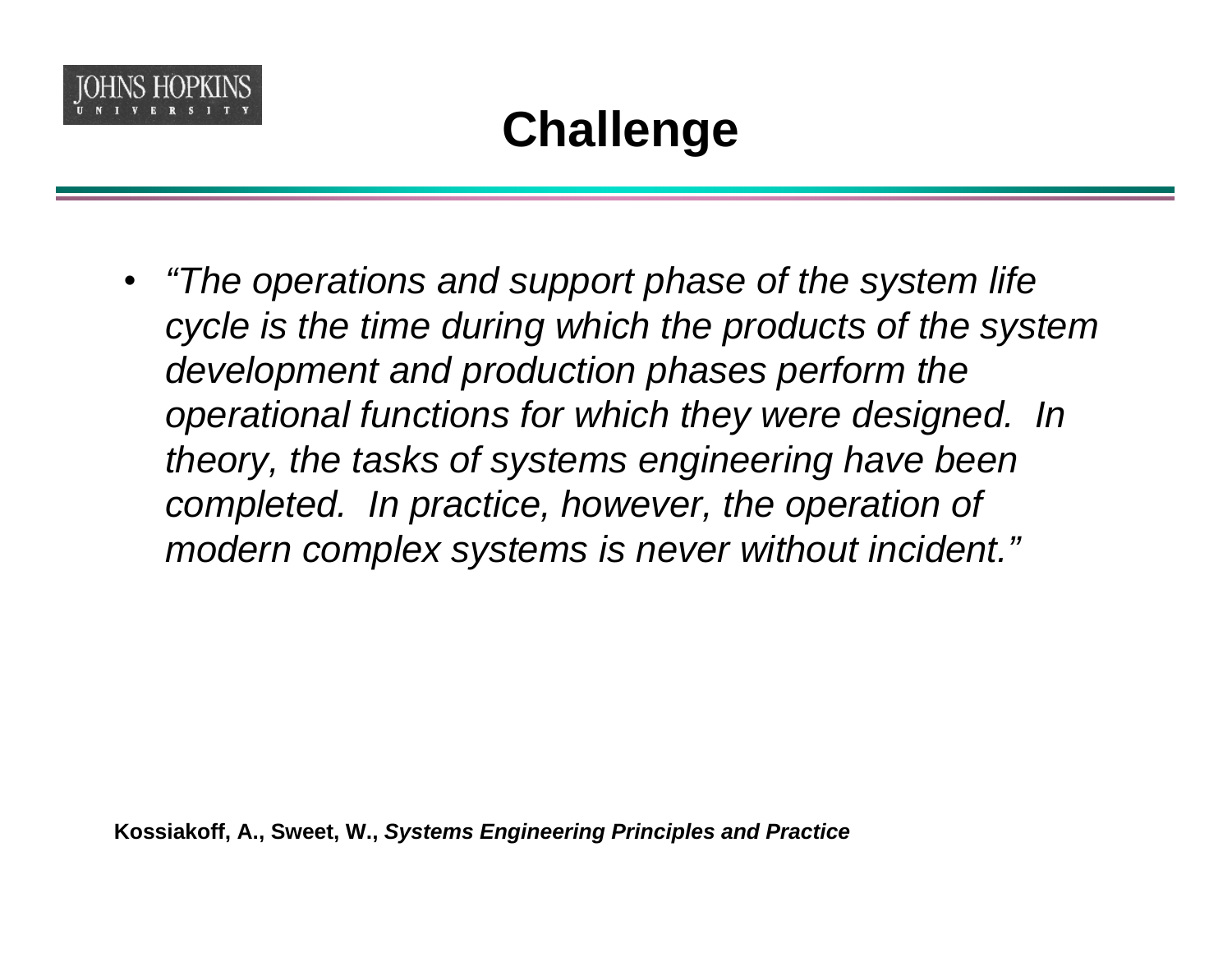# Challenge

- *"The operations and support phase of the system life cycle is the time during which the products of the system development and production phases perform the operational functions for which they were designed. In theory, the tasks of systems engineering have been completed. In practice, however, the operation of modern complex systems is never without incident."*

**Kossiakoff, A., Sweet, W., *Systems Engineering Principles and Practice***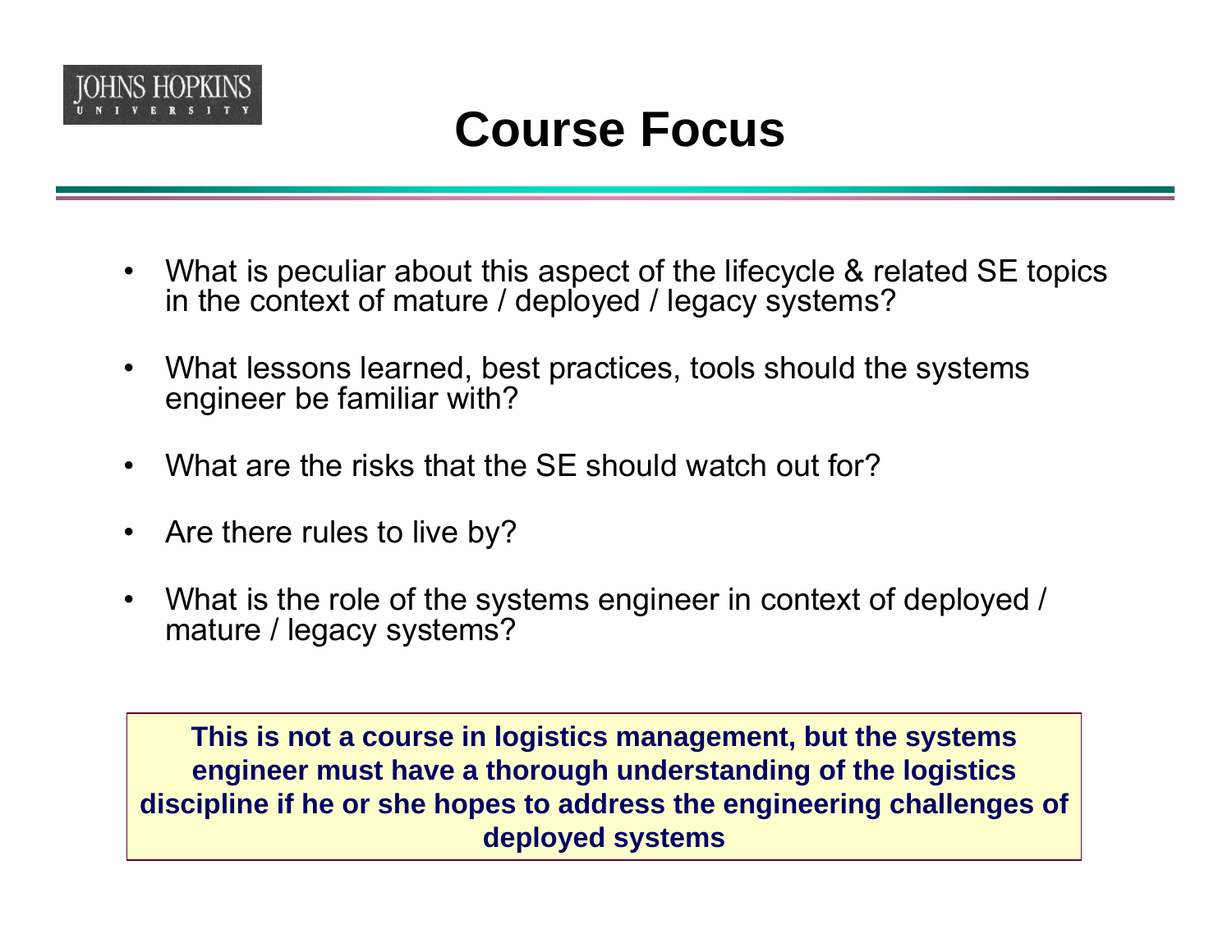# Course Focus

- What is peculiar about this aspect of the lifecycle & related SE topics in the context of mature / deployed / legacy systems?
- What lessons learned, best practices, tools should the systems engineer be familiar with?
- What are the risks that the SE should watch out for?
- Are there rules to live by?
- What is the role of the systems engineer in context of deployed / mature / legacy systems?

**This is not a course in logistics management, but the systems engineer must have a thorough understanding of the logistics discipline if he or she hopes to address the engineering challenges of deployed systems**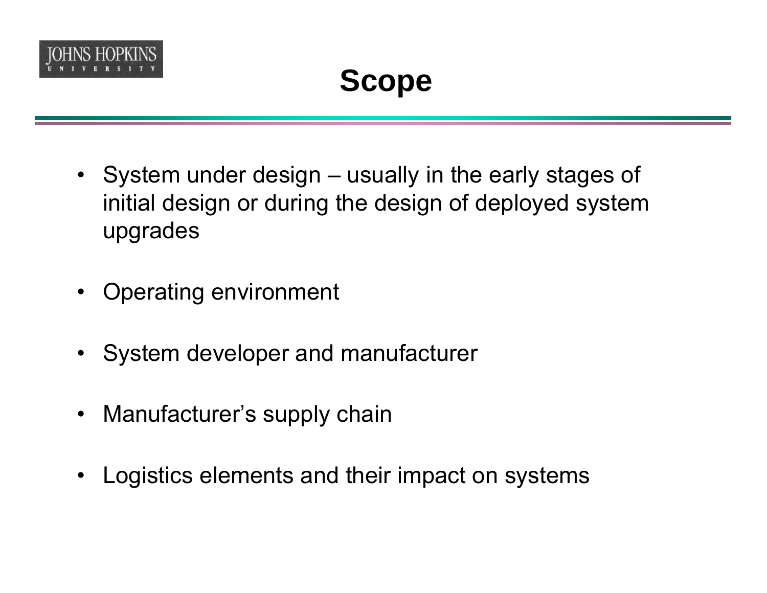# Scope

- System under design – usually in the early stages of initial design or during the design of deployed system upgrades
- Operating environment
- System developer and manufacturer
- Manufacturer's supply chain
- Logistics elements and their impact on systems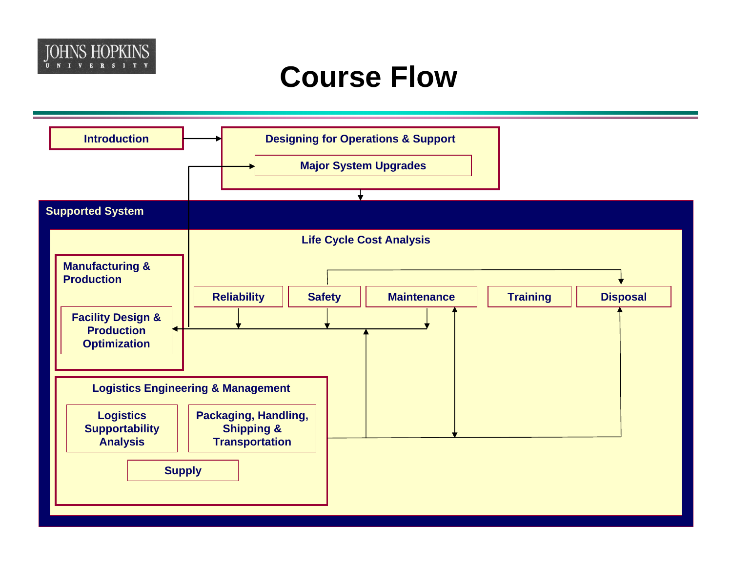# Course Flow

Introduction

Designing for Operations & Support

Major System Upgrades

Supported System

Life Cycle Cost Analysis

Manufacturing & Production

Facility Design & Production Optimization

Reliability

Safety

Maintenance

Training

Disposal

Logistics Engineering & Management

Logistics Supportability Analysis

Packaging, Handling, Shipping & Transportation

Supply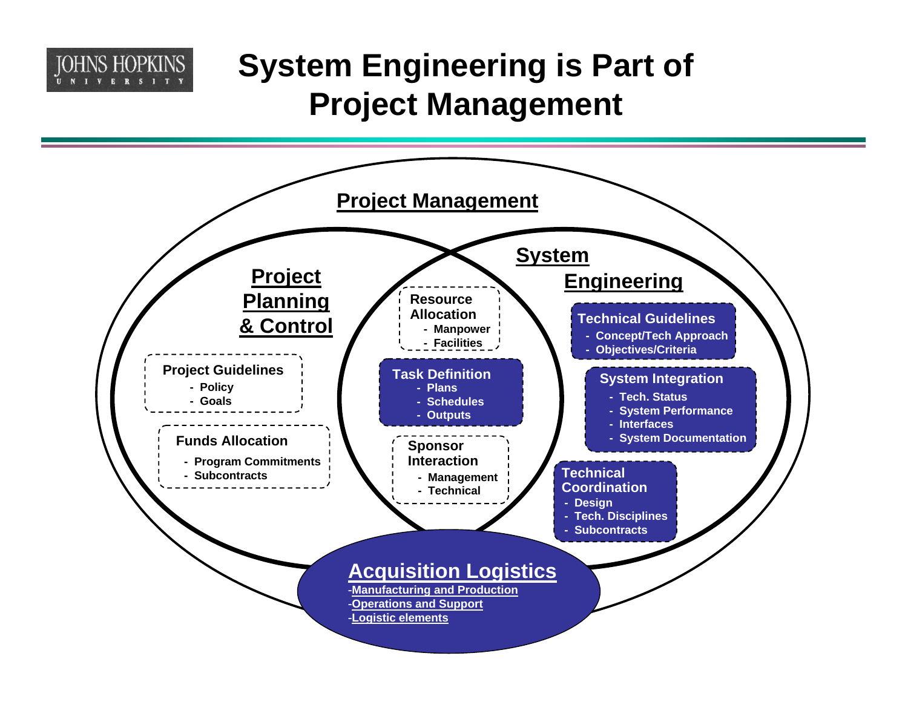# System Engineering is Part of Project Management

**Project Management**

**Project Planning & Control**

**Project Guidelines**
- Policy
- Goals

**Funds Allocation**
- Program Commitments
- Subcontracts

**Resource Allocation**
- Manpower
- Facilities

**Task Definition**
- Plans
- Schedules
- Outputs

**Sponsor Interaction**
- Management
- Technical

**System Engineering**

**Technical Guidelines**
- Concept/Tech Approach
- Objectives/Criteria

**System Integration**
- Tech. Status
- System Performance
- Interfaces
- System Documentation

**Technical Coordination**
- Design
- Tech. Disciplines
- Subcontracts

**Acquisition Logistics**
- Manufacturing and Production
- Operations and Support
- Logistic elements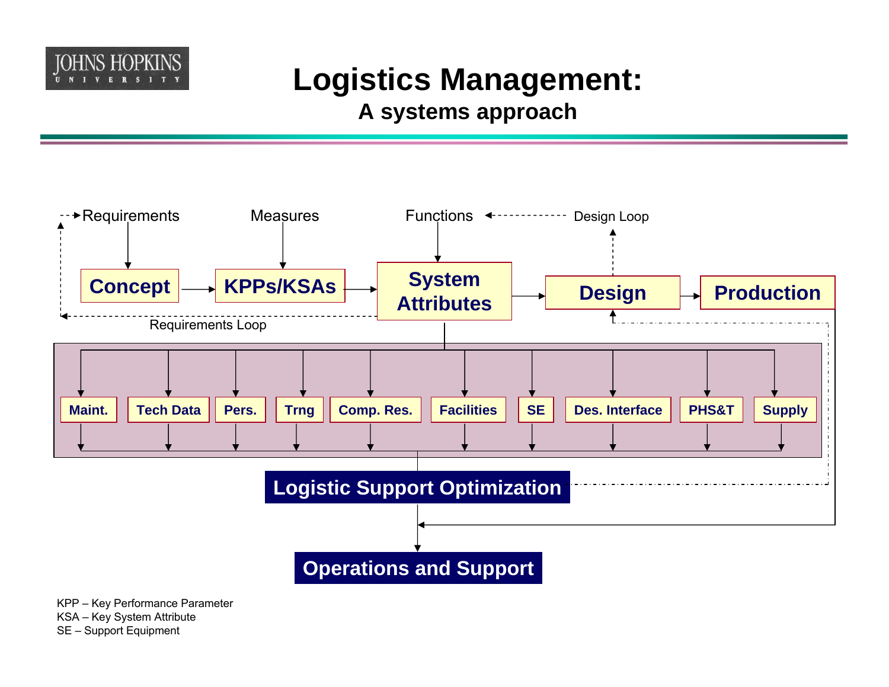# Logistics Management:

## A systems approach

Requirements

Measures

Functions

Design Loop

Concept

KPPs/KSAs

System Attributes

Design

Production

Requirements Loop

Maint.

Tech Data

Pers.

Trng

Comp. Res.

Facilities

SE

Des. Interface

PHS&T

Supply

Logistic Support Optimization

Operations and Support

KPP – Key Performance Parameter
KSA – Key System Attribute
SE – Support Equipment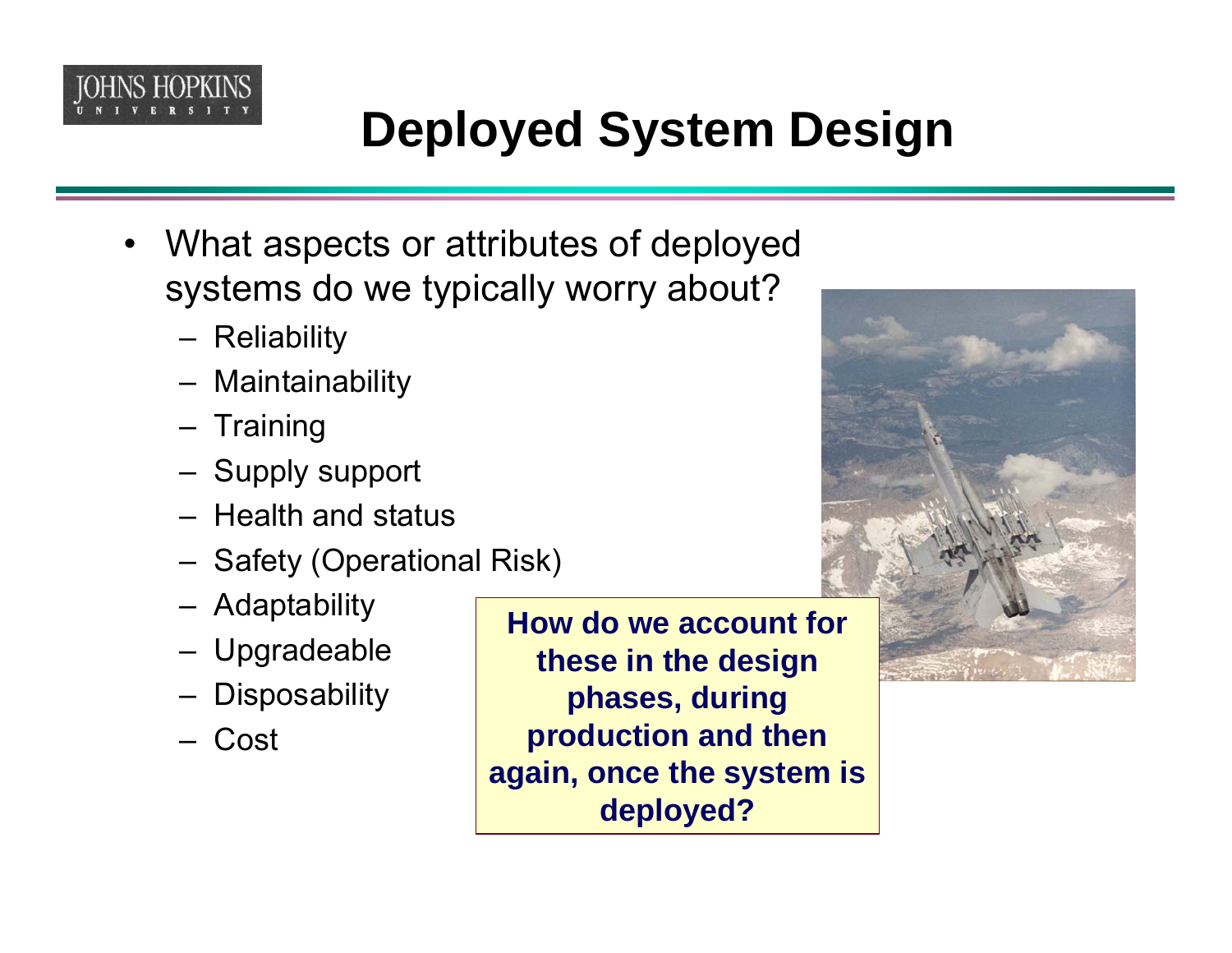# Deployed System Design

- What aspects or attributes of deployed systems do we typically worry about?
  - Reliability
  - Maintainability
  - Training
  - Supply support
  - Health and status
  - Safety (Operational Risk)
  - Adaptability
  - Upgradeable
  - Disposability
  - Cost

**How do we account for these in the design phases, during production and then again, once the system is deployed?**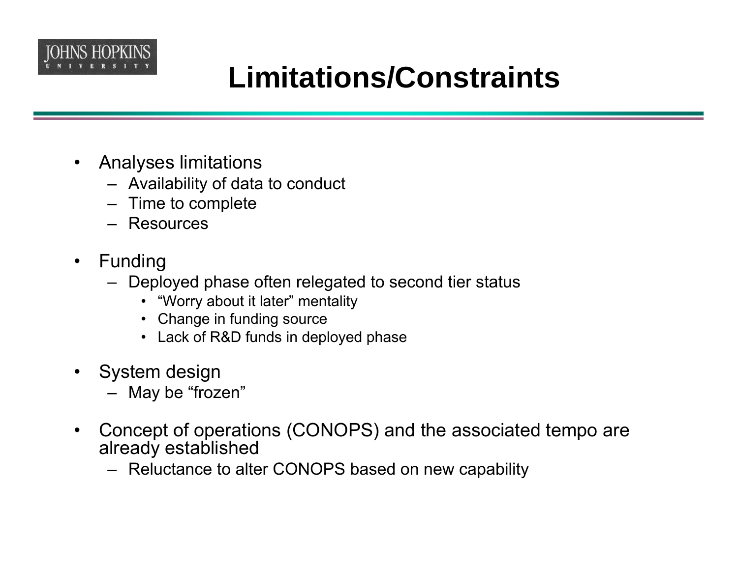# Limitations/Constraints

- Analyses limitations
  - Availability of data to conduct
  - Time to complete
  - Resources
- Funding
  - Deployed phase often relegated to second tier status
    - "Worry about it later" mentality
    - Change in funding source
    - Lack of R&D funds in deployed phase
- System design
  - May be "frozen"
- Concept of operations (CONOPS) and the associated tempo are already established
  - Reluctance to alter CONOPS based on new capability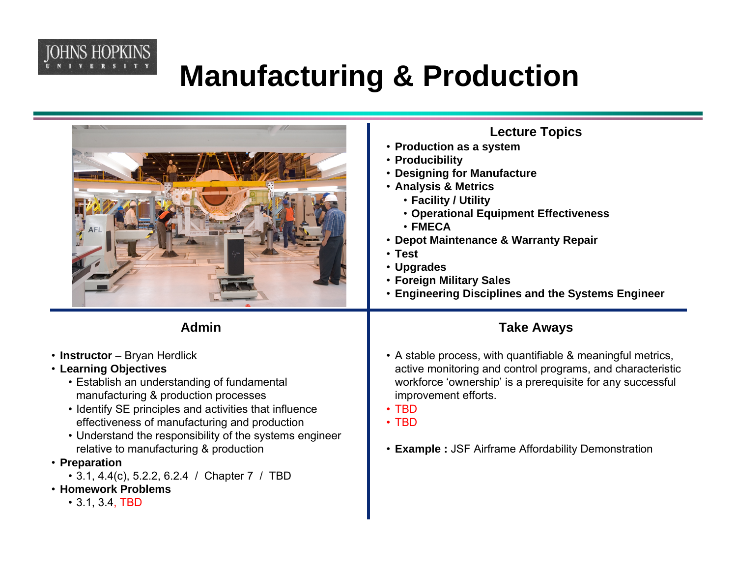# Manufacturing & Production

### Lecture Topics

- **Production as a system**
- **Producibility**
- **Designing for Manufacture**
- **Analysis & Metrics**
  - **Facility / Utility**
  - **Operational Equipment Effectiveness**
  - **FMECA**
- **Depot Maintenance & Warranty Repair**
- **Test**
- **Upgrades**
- **Foreign Military Sales**
- **Engineering Disciplines and the Systems Engineer**

### Admin

- **Instructor** – Bryan Herdlick
- **Learning Objectives**
  - Establish an understanding of fundamental manufacturing & production processes
  - Identify SE principles and activities that influence effectiveness of manufacturing and production
  - Understand the responsibility of the systems engineer relative to manufacturing & production
- **Preparation**
  - 3.1, 4.4(c), 5.2.2, 6.2.4 / Chapter 7 / TBD
- **Homework Problems**
  - 3.1, 3.4, TBD

### Take Aways

- A stable process, with quantifiable & meaningful metrics, active monitoring and control programs, and characteristic workforce 'ownership' is a prerequisite for any successful improvement efforts.
- TBD
- TBD
- **Example :** JSF Airframe Affordability Demonstration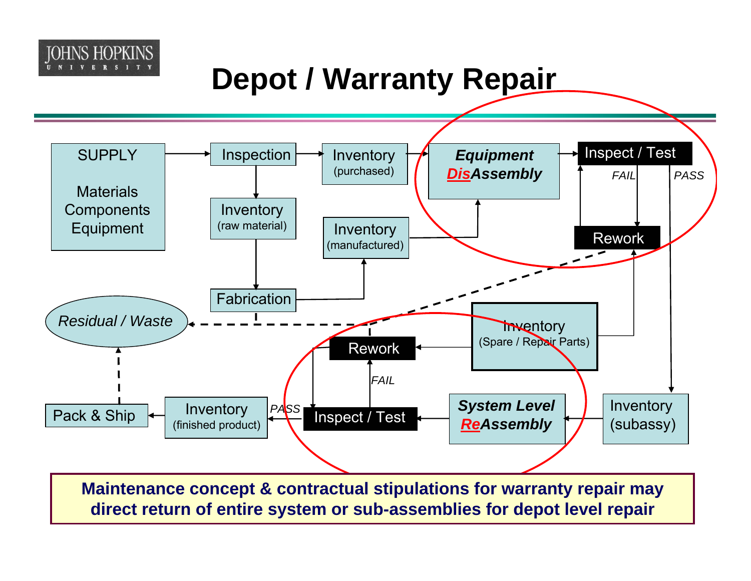# Depot / Warranty Repair

SUPPLY

Materials
Components
Equipment

Inspection

Inventory
(purchased)

*Equipment*
***Dis*Assembly**

Inspect / Test

FAIL

PASS

Inventory
(raw material)

Inventory
(manufactured)

Rework

Fabrication

*Residual / Waste*

Inventory
(Spare / Repair Parts)

Rework

FAIL

Pack & Ship

Inventory
(finished product)

PASS

Inspect / Test

***System Level***
***Re*Assembly**

Inventory
(subassy)

**Maintenance concept & contractual stipulations for warranty repair may direct return of entire system or sub-assemblies for depot level repair**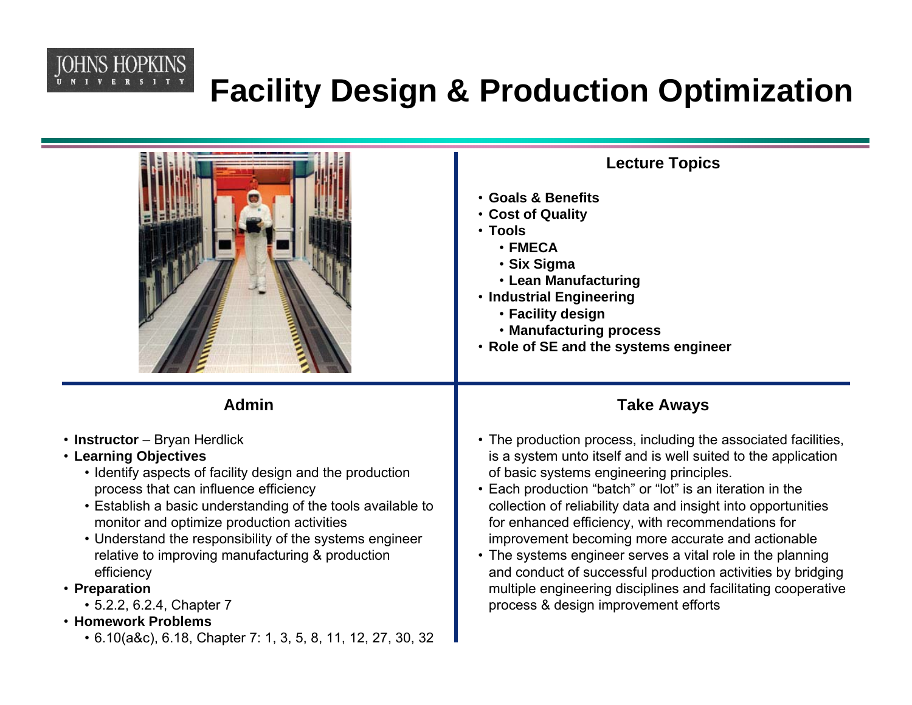# Facility Design & Production Optimization

JOHNS HOPKINS UNIVERSITY

## Lecture Topics

- **Goals & Benefits**
- **Cost of Quality**
- **Tools**
  - **FMECA**
  - **Six Sigma**
  - **Lean Manufacturing**
- **Industrial Engineering**
  - **Facility design**
  - **Manufacturing process**
- **Role of SE and the systems engineer**

## Admin

- **Instructor** – Bryan Herdlick
- **Learning Objectives**
  - Identify aspects of facility design and the production process that can influence efficiency
  - Establish a basic understanding of the tools available to monitor and optimize production activities
  - Understand the responsibility of the systems engineer relative to improving manufacturing & production efficiency
- **Preparation**
  - 5.2.2, 6.2.4, Chapter 7
- **Homework Problems**
  - 6.10(a&c), 6.18, Chapter 7: 1, 3, 5, 8, 11, 12, 27, 30, 32

## Take Aways

- The production process, including the associated facilities, is a system unto itself and is well suited to the application of basic systems engineering principles.
- Each production "batch" or "lot" is an iteration in the collection of reliability data and insight into opportunities for enhanced efficiency, with recommendations for improvement becoming more accurate and actionable
- The systems engineer serves a vital role in the planning and conduct of successful production activities by bridging multiple engineering disciplines and facilitating cooperative process & design improvement efforts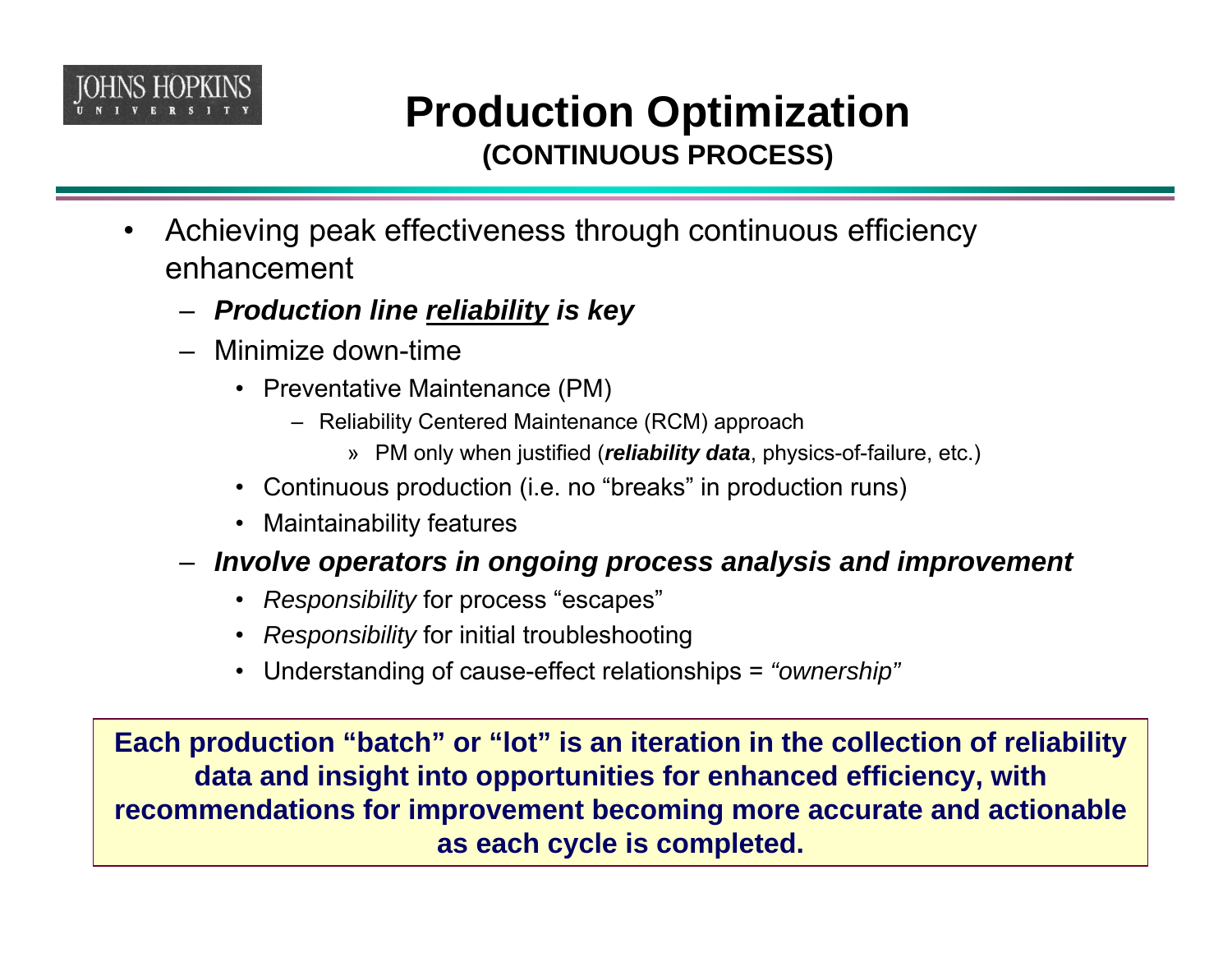# Production Optimization

**(CONTINUOUS PROCESS)**

- Achieving peak effectiveness through continuous efficiency enhancement
  - ***Production line <u>reliability</u> is key***
  - Minimize down-time
    - Preventative Maintenance (PM)
      - Reliability Centered Maintenance (RCM) approach
        - » PM only when justified (***reliability data***, physics-of-failure, etc.)
    - Continuous production (i.e. no "breaks" in production runs)
    - Maintainability features
  - ***Involve operators in ongoing process analysis and improvement***
    - *Responsibility* for process "escapes"
    - *Responsibility* for initial troubleshooting
    - Understanding of cause-effect relationships = *"ownership"*

**Each production "batch" or "lot" is an iteration in the collection of reliability data and insight into opportunities for enhanced efficiency, with recommendations for improvement becoming more accurate and actionable as each cycle is completed.**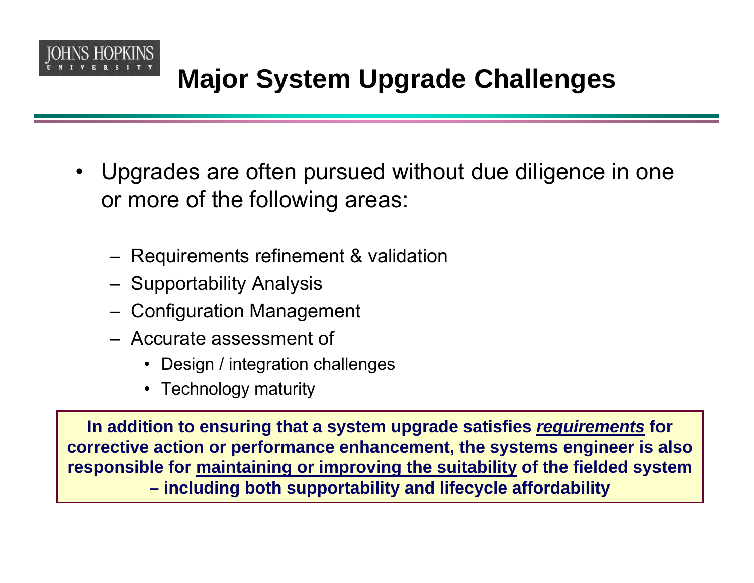# Major System Upgrade Challenges

- Upgrades are often pursued without due diligence in one or more of the following areas:
  - Requirements refinement & validation
  - Supportability Analysis
  - Configuration Management
  - Accurate assessment of
    - Design / integration challenges
    - Technology maturity

**In addition to ensuring that a system upgrade satisfies *<u>requirements</u>* for corrective action or performance enhancement, the systems engineer is also responsible for <u>maintaining or improving the suitability</u> of the fielded system – including both supportability and lifecycle affordability**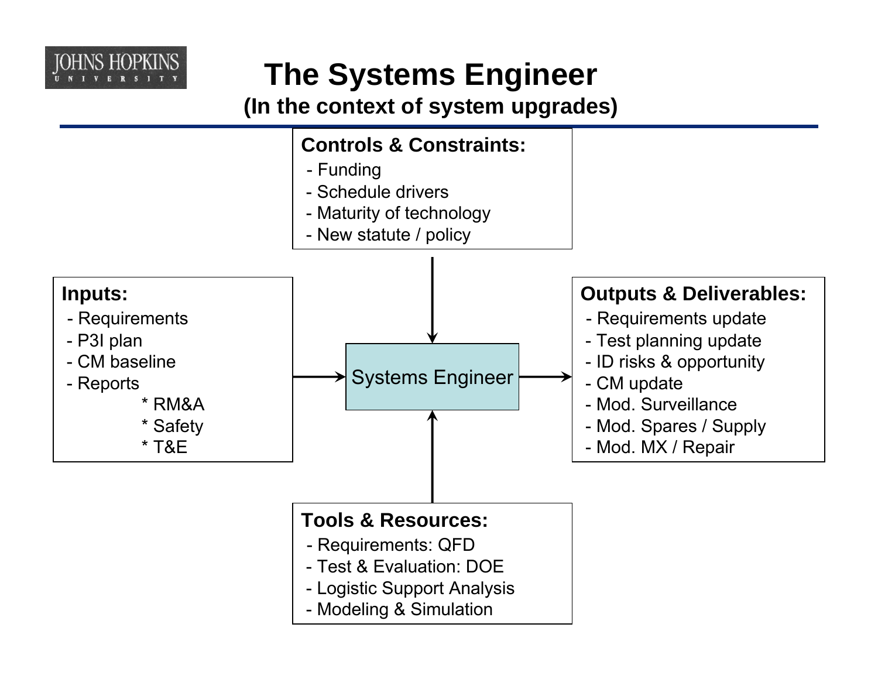# The Systems Engineer

## (In the context of system upgrades)

**Controls & Constraints:**
- Funding
- Schedule drivers
- Maturity of technology
- New statute / policy

**Inputs:**
- Requirements
- P3I plan
- CM baseline
- Reports
  - * RM&A
  - * Safety
  - * T&E

Systems Engineer

**Outputs & Deliverables:**
- Requirements update
- Test planning update
- ID risks & opportunity
- CM update
- Mod. Surveillance
- Mod. Spares / Supply
- Mod. MX / Repair

**Tools & Resources:**
- Requirements: QFD
- Test & Evaluation: DOE
- Logistic Support Analysis
- Modeling & Simulation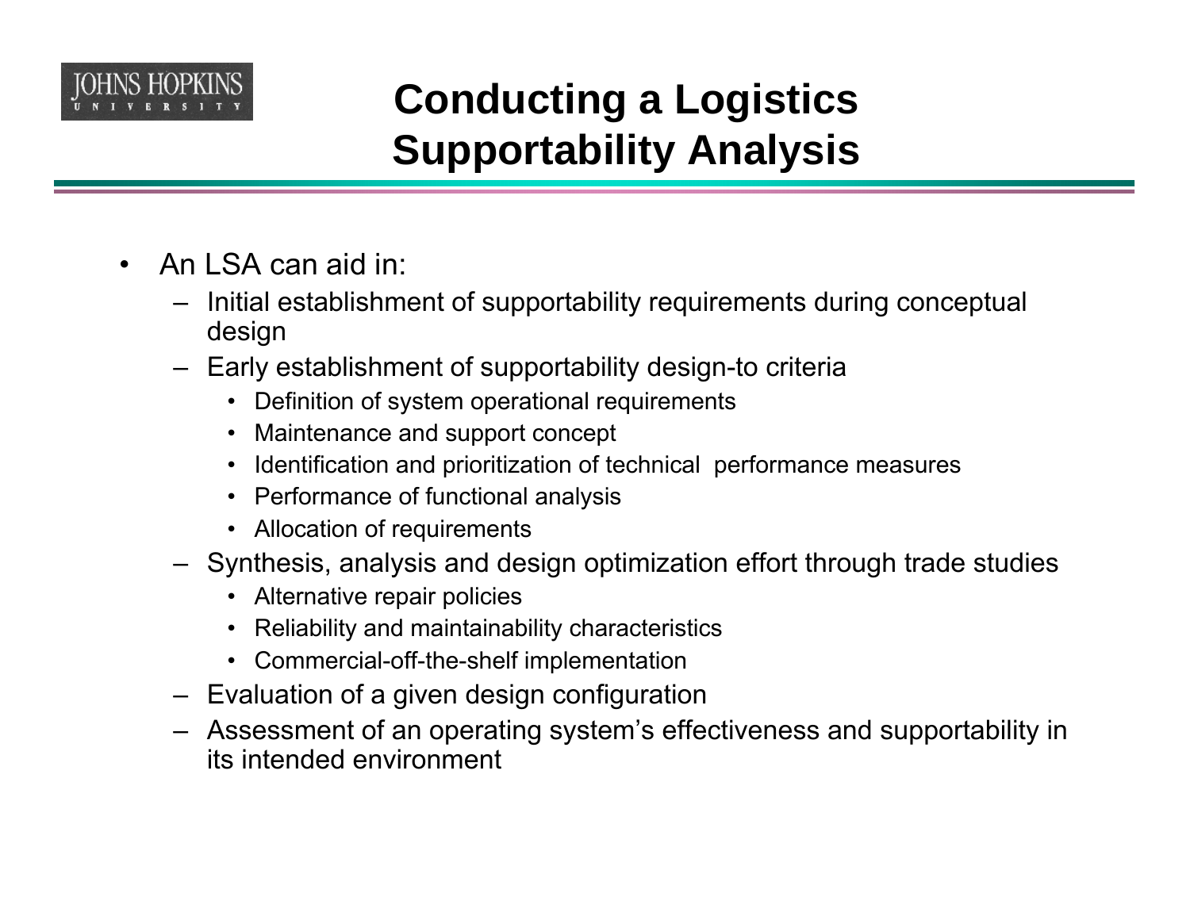# Conducting a Logistics Supportability Analysis

- An LSA can aid in:
  - Initial establishment of supportability requirements during conceptual design
  - Early establishment of supportability design-to criteria
    - Definition of system operational requirements
    - Maintenance and support concept
    - Identification and prioritization of technical performance measures
    - Performance of functional analysis
    - Allocation of requirements
  - Synthesis, analysis and design optimization effort through trade studies
    - Alternative repair policies
    - Reliability and maintainability characteristics
    - Commercial-off-the-shelf implementation
  - Evaluation of a given design configuration
  - Assessment of an operating system's effectiveness and supportability in its intended environment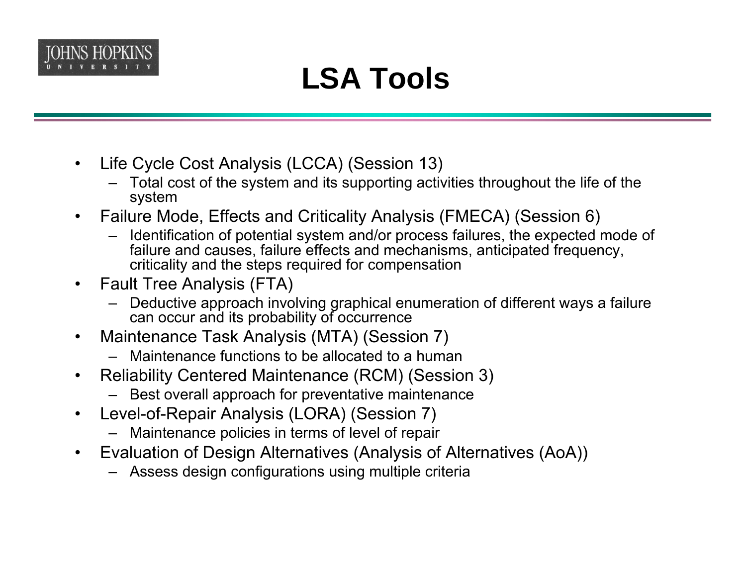# LSA Tools

- Life Cycle Cost Analysis (LCCA) (Session 13)
  - Total cost of the system and its supporting activities throughout the life of the system
- Failure Mode, Effects and Criticality Analysis (FMECA) (Session 6)
  - Identification of potential system and/or process failures, the expected mode of failure and causes, failure effects and mechanisms, anticipated frequency, criticality and the steps required for compensation
- Fault Tree Analysis (FTA)
  - Deductive approach involving graphical enumeration of different ways a failure can occur and its probability of occurrence
- Maintenance Task Analysis (MTA) (Session 7)
  - Maintenance functions to be allocated to a human
- Reliability Centered Maintenance (RCM) (Session 3)
  - Best overall approach for preventative maintenance
- Level-of-Repair Analysis (LORA) (Session 7)
  - Maintenance policies in terms of level of repair
- Evaluation of Design Alternatives (Analysis of Alternatives (AoA))
  - Assess design configurations using multiple criteria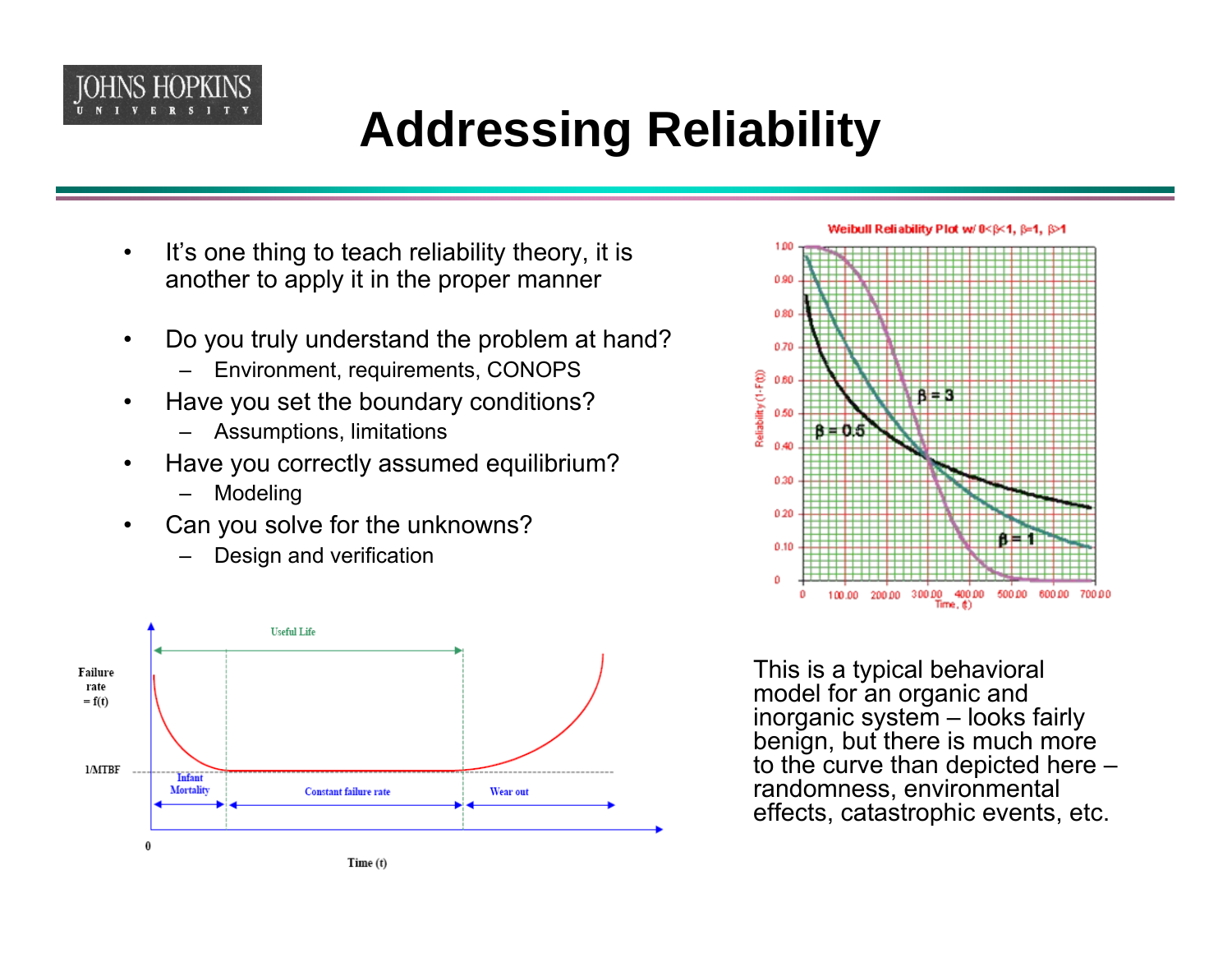# Addressing Reliability

- It's one thing to teach reliability theory, it is another to apply it in the proper manner
- Do you truly understand the problem at hand?
  - Environment, requirements, CONOPS
- Have you set the boundary conditions?
  - Assumptions, limitations
- Have you correctly assumed equilibrium?
  - Modeling
- Can you solve for the unknowns?
  - Design and verification

Weibull Reliability Plot w/ 0<β<1, β=1, β>1

Reliability (1-F(t))

1.00
0.90
0.80
0.70
0.60
0.50
0.40
0.30
0.20
0.10
0

β = 3
β = 0.5
β = 1

0
100.00
200.00
300.00
400.00
500.00
600.00
700.00

Time, (t)

Useful Life

Failure rate = f(t)

1/MTBF

Infant Mortality

Constant failure rate

Wear out

0

Time (t)

This is a typical behavioral model for an organic and inorganic system – looks fairly benign, but there is much more to the curve than depicted here – randomness, environmental effects, catastrophic events, etc.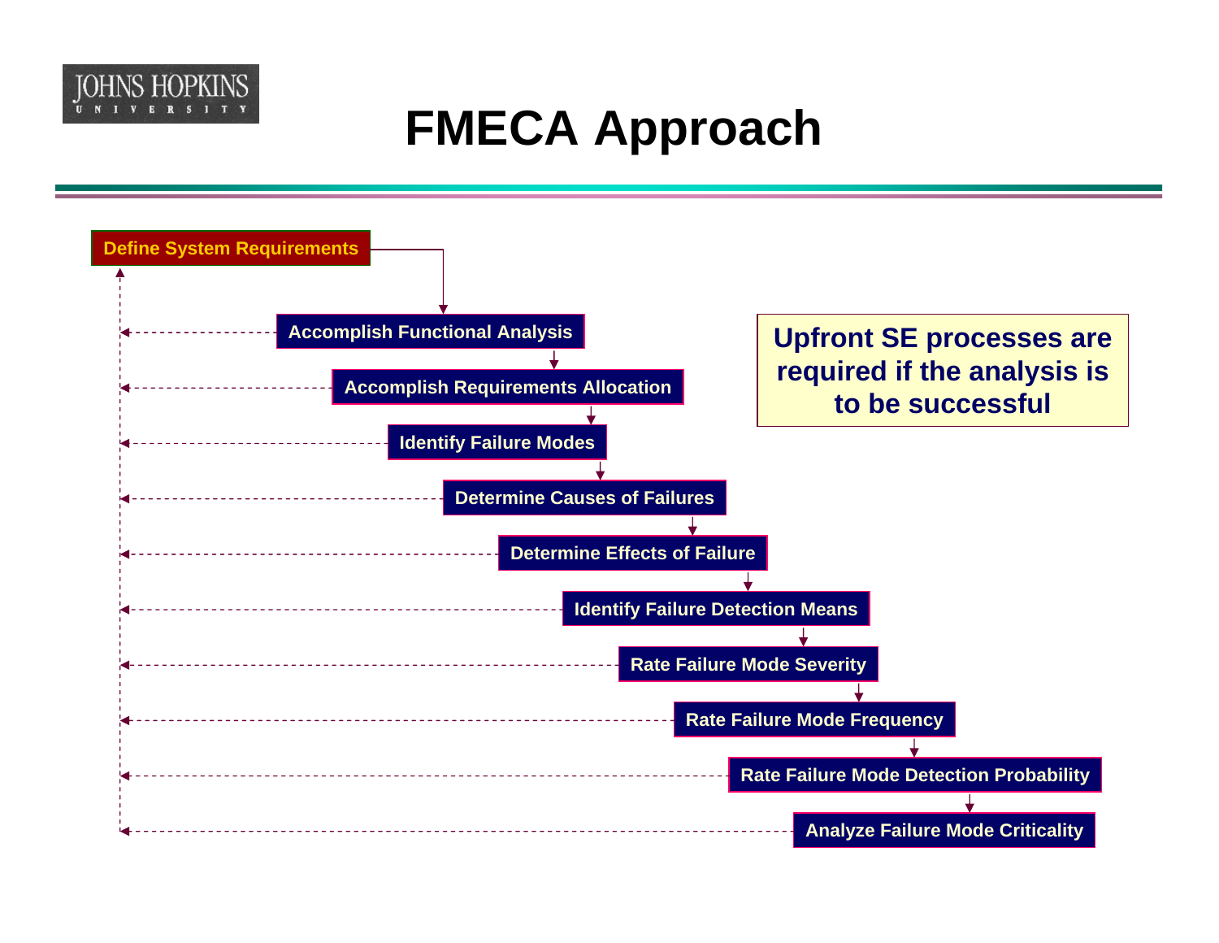# FMECA Approach

- Define System Requirements
- Accomplish Functional Analysis
- Accomplish Requirements Allocation
- Identify Failure Modes
- Determine Causes of Failures
- Determine Effects of Failure
- Identify Failure Detection Means
- Rate Failure Mode Severity
- Rate Failure Mode Frequency
- Rate Failure Mode Detection Probability
- Analyze Failure Mode Criticality

**Upfront SE processes are required if the analysis is to be successful**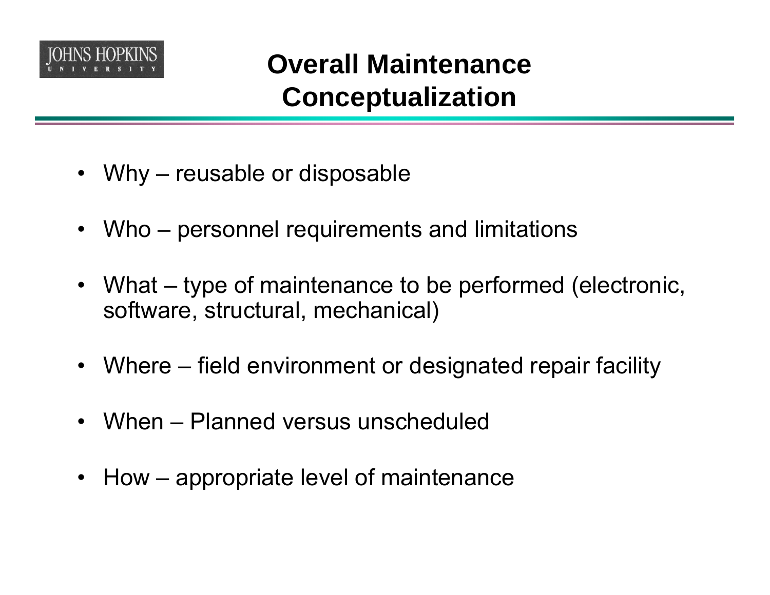# Overall Maintenance Conceptualization

- Why – reusable or disposable
- Who – personnel requirements and limitations
- What – type of maintenance to be performed (electronic, software, structural, mechanical)
- Where – field environment or designated repair facility
- When – Planned versus unscheduled
- How – appropriate level of maintenance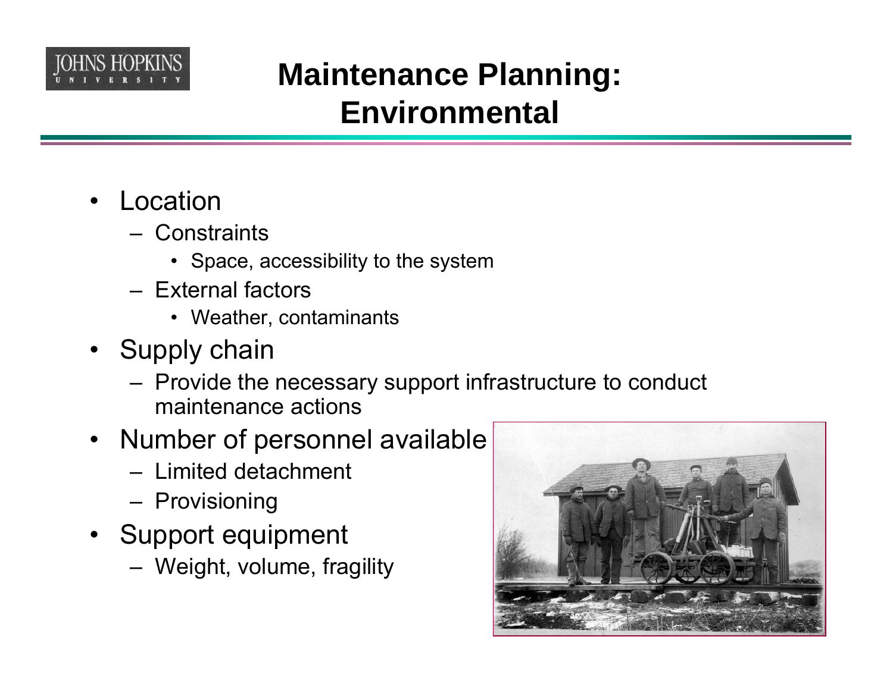# Maintenance Planning: Environmental

- Location
  - Constraints
    - Space, accessibility to the system
  - External factors
    - Weather, contaminants
- Supply chain
  - Provide the necessary support infrastructure to conduct maintenance actions
- Number of personnel available
  - Limited detachment
  - Provisioning
- Support equipment
  - Weight, volume, fragility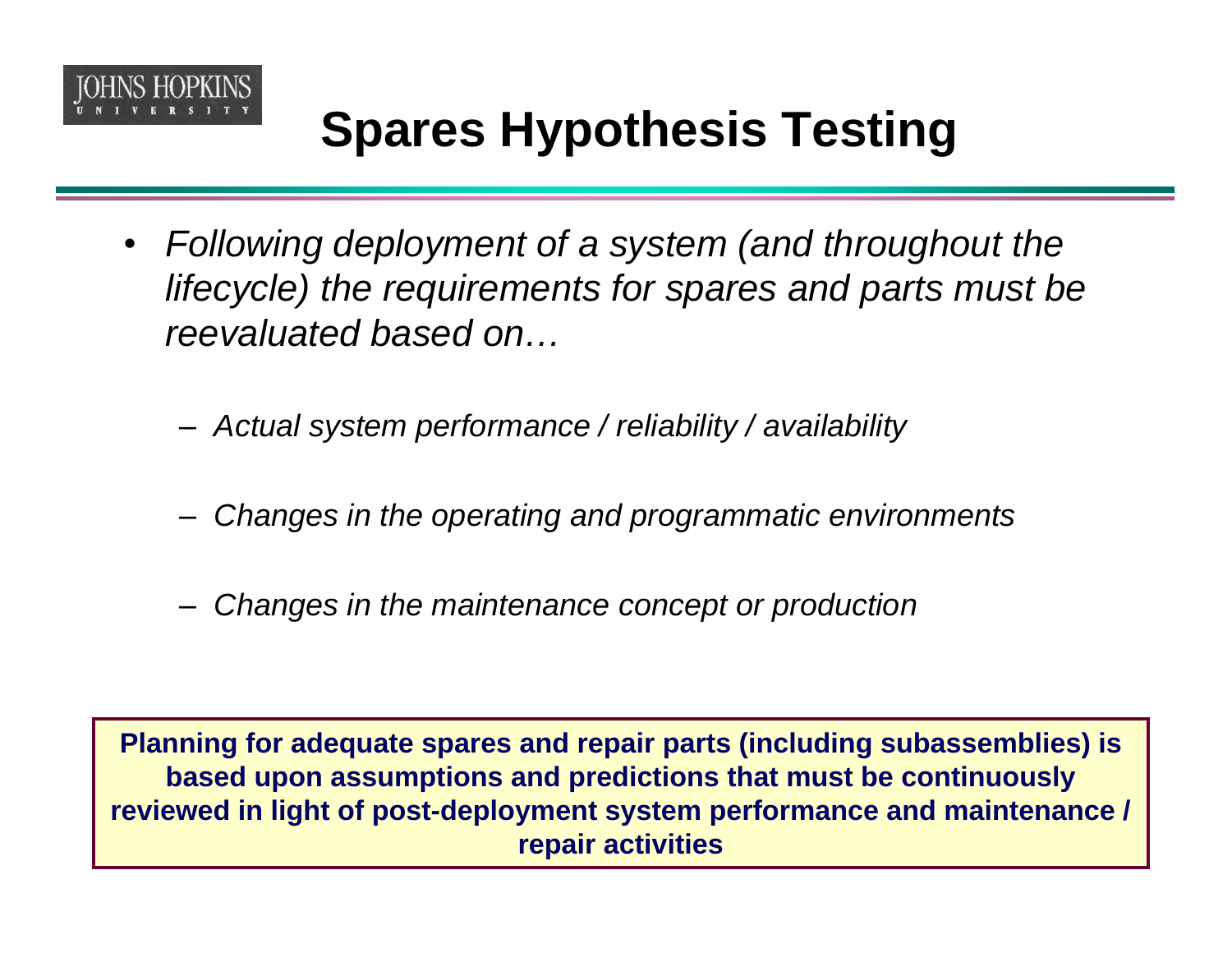# Spares Hypothesis Testing

- *Following deployment of a system (and throughout the lifecycle) the requirements for spares and parts must be reevaluated based on…*
  - *Actual system performance / reliability / availability*
  - *Changes in the operating and programmatic environments*
  - *Changes in the maintenance concept or production*

**Planning for adequate spares and repair parts (including subassemblies) is based upon assumptions and predictions that must be continuously reviewed in light of post-deployment system performance and maintenance / repair activities**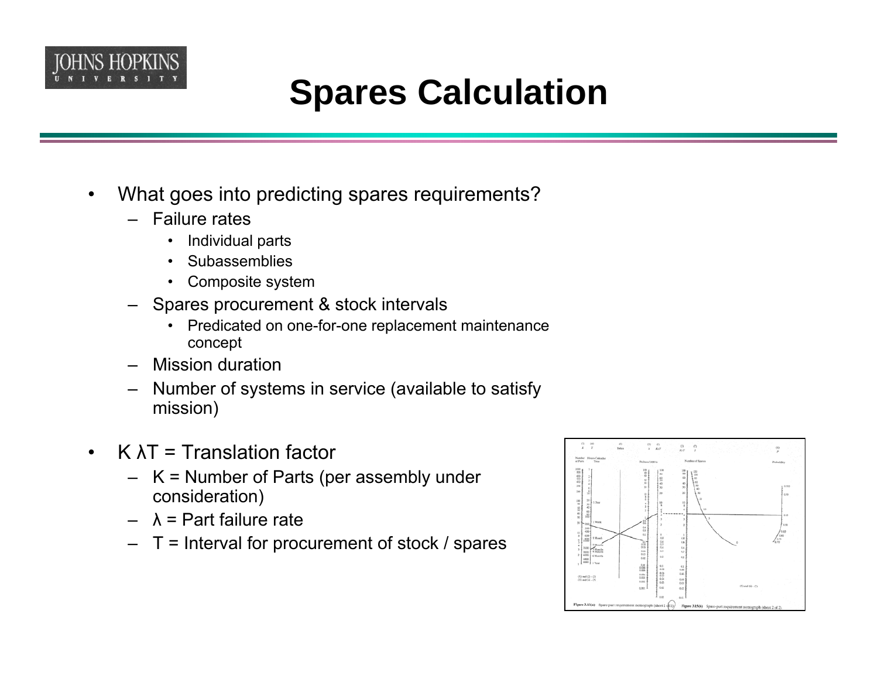# Spares Calculation

- What goes into predicting spares requirements?
  - Failure rates
    - Individual parts
    - Subassemblies
    - Composite system
  - Spares procurement & stock intervals
    - Predicated on one-for-one replacement maintenance concept
  - Mission duration
  - Number of systems in service (available to satisfy mission)

- $K \lambda T$ = Translation factor
  - $K$ = Number of Parts (per assembly under consideration)
  - $\lambda$ = Part failure rate
  - $T$ = Interval for procurement of stock / spares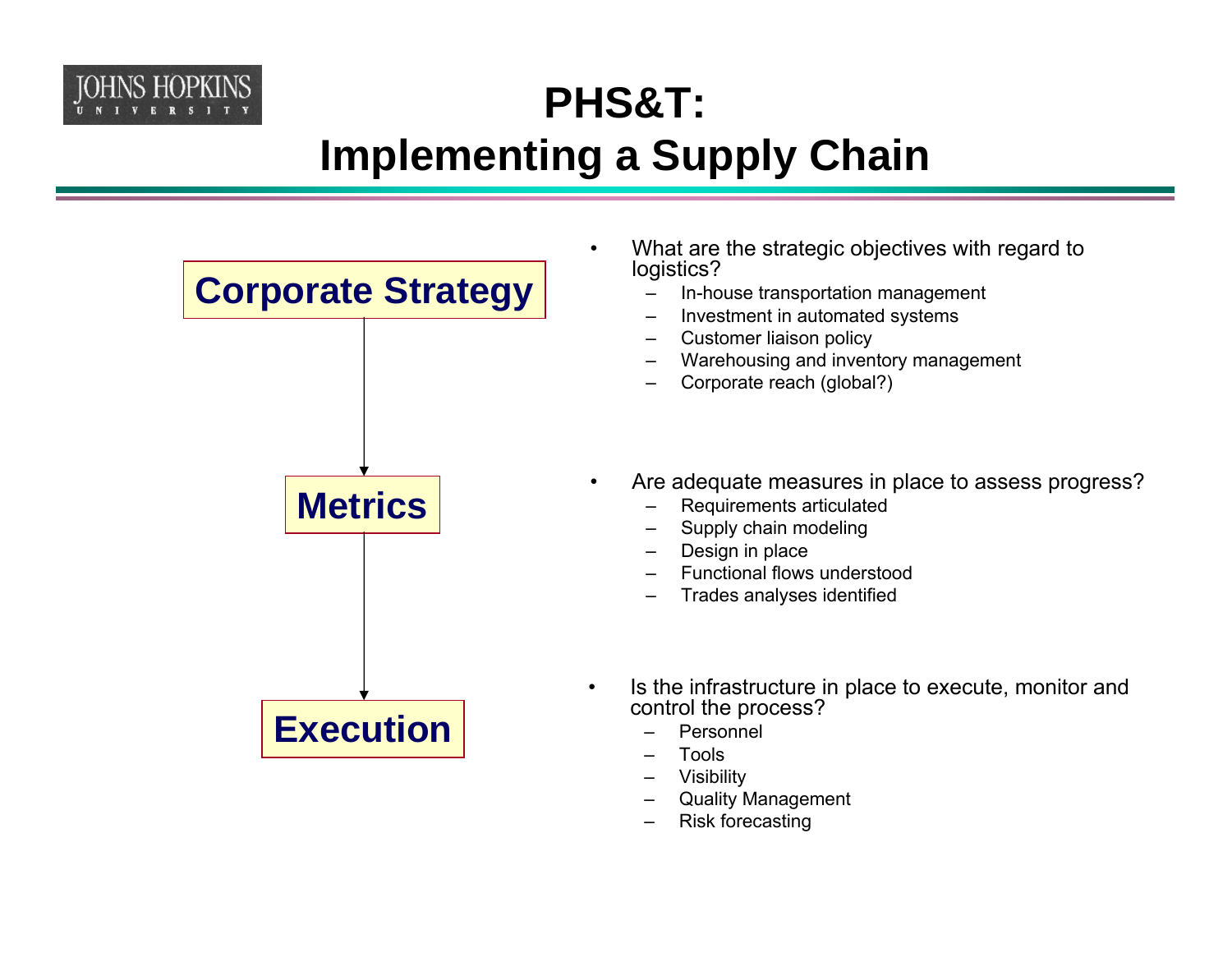# PHS&T: Implementing a Supply Chain

Corporate Strategy

Metrics

Execution

- What are the strategic objectives with regard to logistics?
  - In-house transportation management
  - Investment in automated systems
  - Customer liaison policy
  - Warehousing and inventory management
  - Corporate reach (global?)

- Are adequate measures in place to assess progress?
  - Requirements articulated
  - Supply chain modeling
  - Design in place
  - Functional flows understood
  - Trades analyses identified

- Is the infrastructure in place to execute, monitor and control the process?
  - Personnel
  - Tools
  - Visibility
  - Quality Management
  - Risk forecasting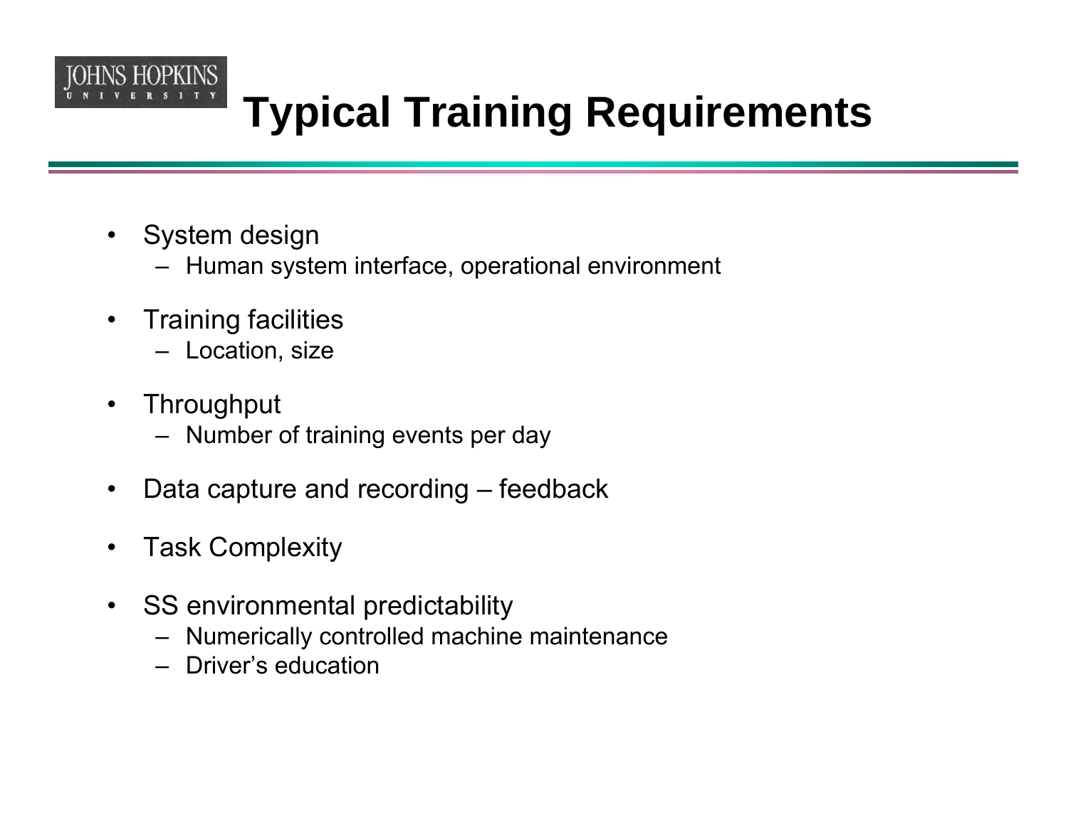# Typical Training Requirements

- System design
  - Human system interface, operational environment
- Training facilities
  - Location, size
- Throughput
  - Number of training events per day
- Data capture and recording – feedback
- Task Complexity
- SS environmental predictability
  - Numerically controlled machine maintenance
  - Driver's education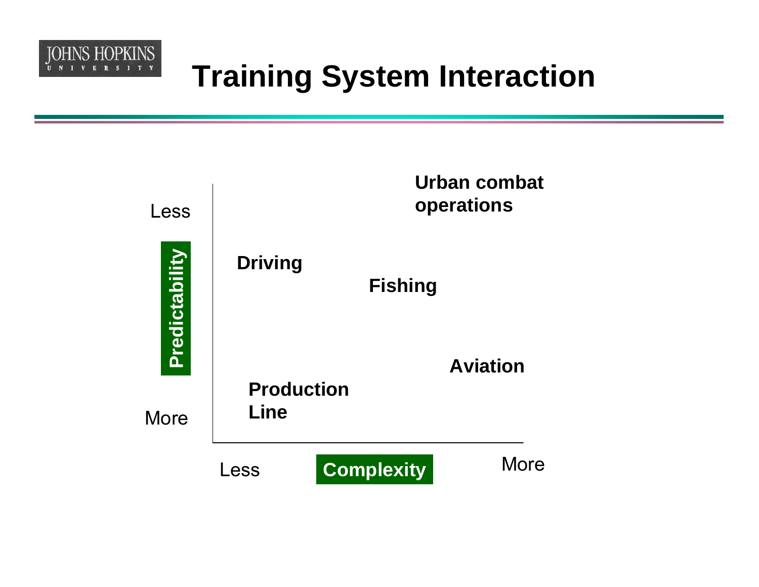# Training System Interaction

Less

Predictability

More

Urban combat operations

Driving

Fishing

Aviation

Production Line

Less

Complexity

More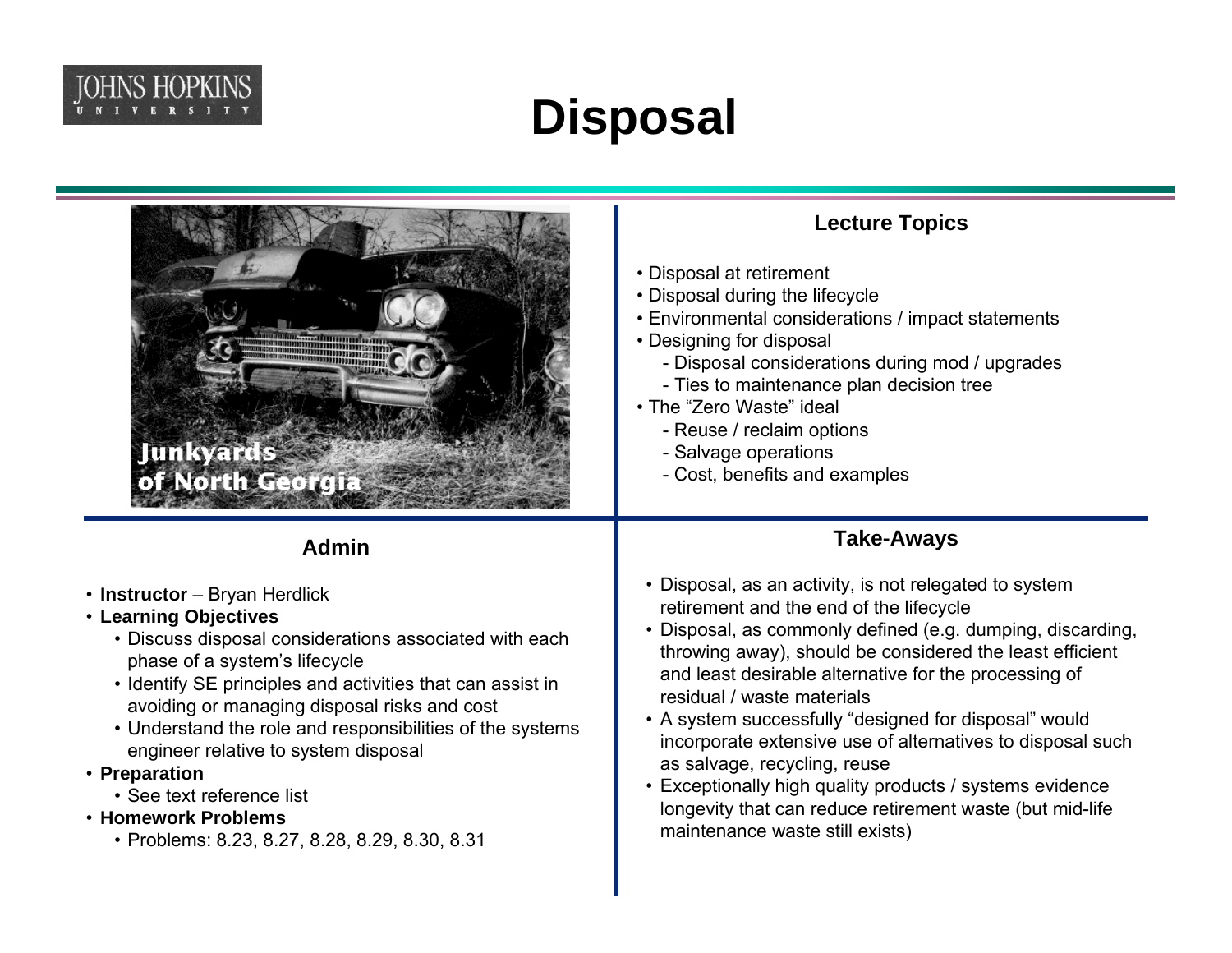# Disposal

## Lecture Topics

- Disposal at retirement
- Disposal during the lifecycle
- Environmental considerations / impact statements
- Designing for disposal
  - Disposal considerations during mod / upgrades
  - Ties to maintenance plan decision tree
- The "Zero Waste" ideal
  - Reuse / reclaim options
  - Salvage operations
  - Cost, benefits and examples

## Admin

- **Instructor** – Bryan Herdlick
- **Learning Objectives**
  - Discuss disposal considerations associated with each phase of a system's lifecycle
  - Identify SE principles and activities that can assist in avoiding or managing disposal risks and cost
  - Understand the role and responsibilities of the systems engineer relative to system disposal
- **Preparation**
  - See text reference list
- **Homework Problems**
  - Problems: 8.23, 8.27, 8.28, 8.29, 8.30, 8.31

## Take-Aways

- Disposal, as an activity, is not relegated to system retirement and the end of the lifecycle
- Disposal, as commonly defined (e.g. dumping, discarding, throwing away), should be considered the least efficient and least desirable alternative for the processing of residual / waste materials
- A system successfully "designed for disposal" would incorporate extensive use of alternatives to disposal such as salvage, recycling, reuse
- Exceptionally high quality products / systems evidence longevity that can reduce retirement waste (but mid-life maintenance waste still exists)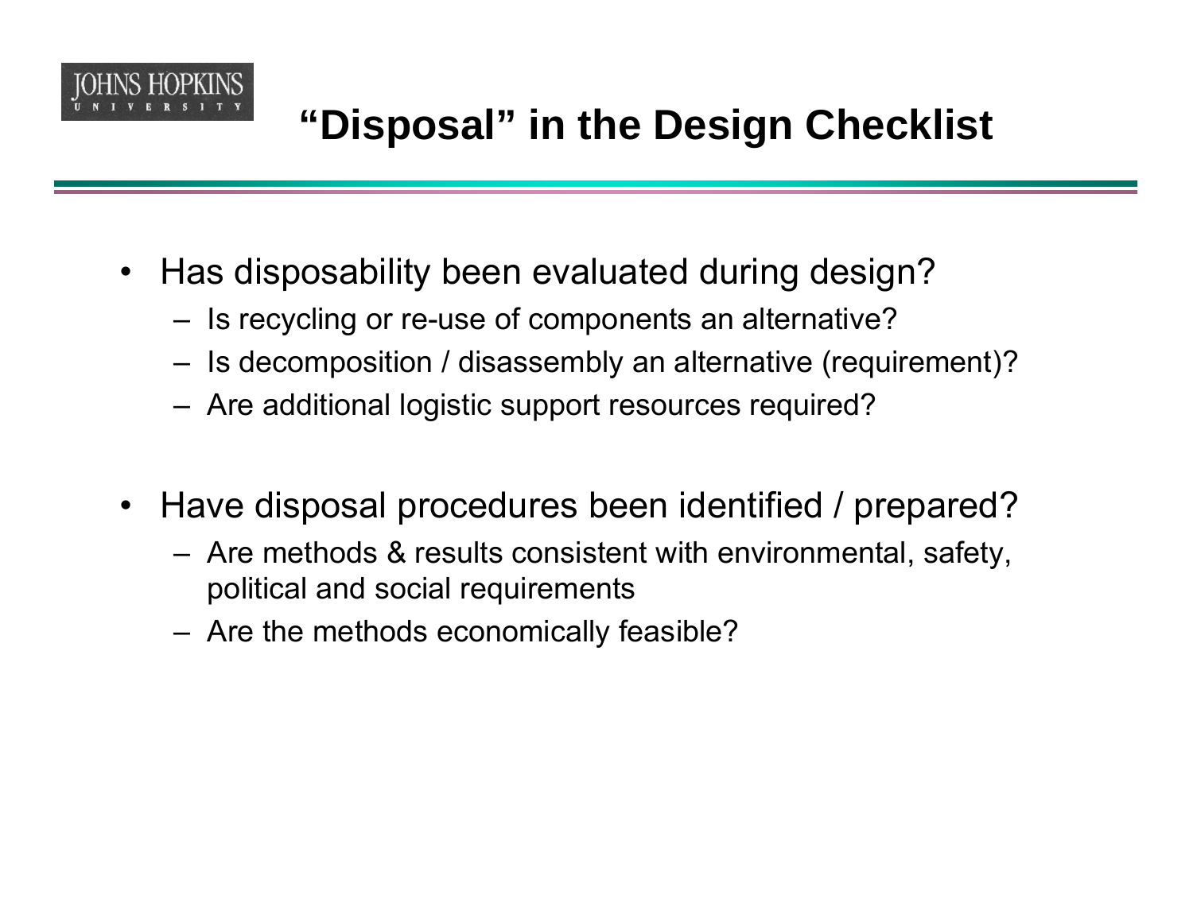# "Disposal" in the Design Checklist

- Has disposability been evaluated during design?
  - Is recycling or re-use of components an alternative?
  - Is decomposition / disassembly an alternative (requirement)?
  - Are additional logistic support resources required?

- Have disposal procedures been identified / prepared?
  - Are methods & results consistent with environmental, safety, political and social requirements
  - Are the methods economically feasible?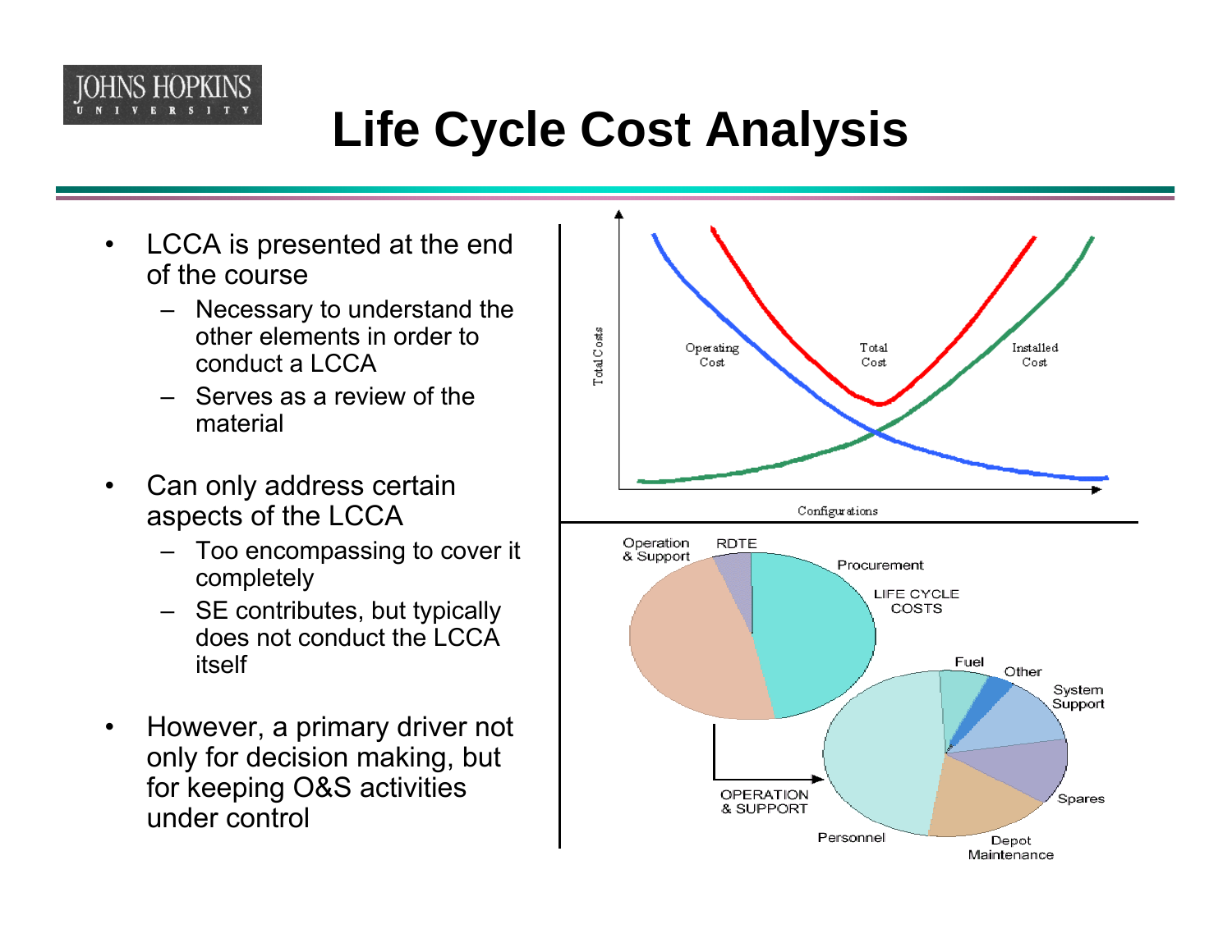# Life Cycle Cost Analysis

- LCCA is presented at the end of the course
  - Necessary to understand the other elements in order to conduct a LCCA
  - Serves as a review of the material
- Can only address certain aspects of the LCCA
  - Too encompassing to cover it completely
  - SE contributes, but typically does not conduct the LCCA itself
- However, a primary driver not only for decision making, but for keeping O&S activities under control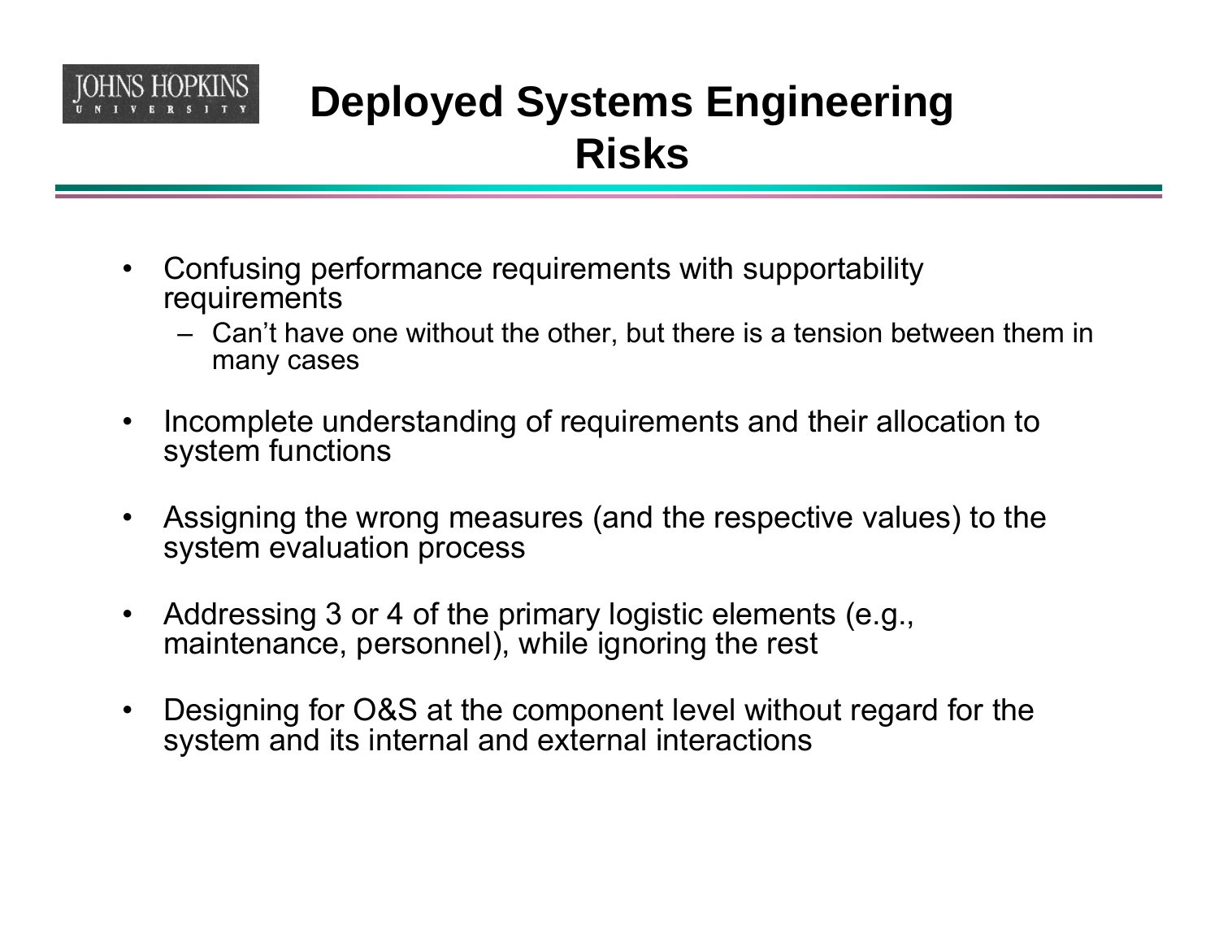# Deployed Systems Engineering Risks

- Confusing performance requirements with supportability requirements
  - Can't have one without the other, but there is a tension between them in many cases
- Incomplete understanding of requirements and their allocation to system functions
- Assigning the wrong measures (and the respective values) to the system evaluation process
- Addressing 3 or 4 of the primary logistic elements (e.g., maintenance, personnel), while ignoring the rest
- Designing for O&S at the component level without regard for the system and its internal and external interactions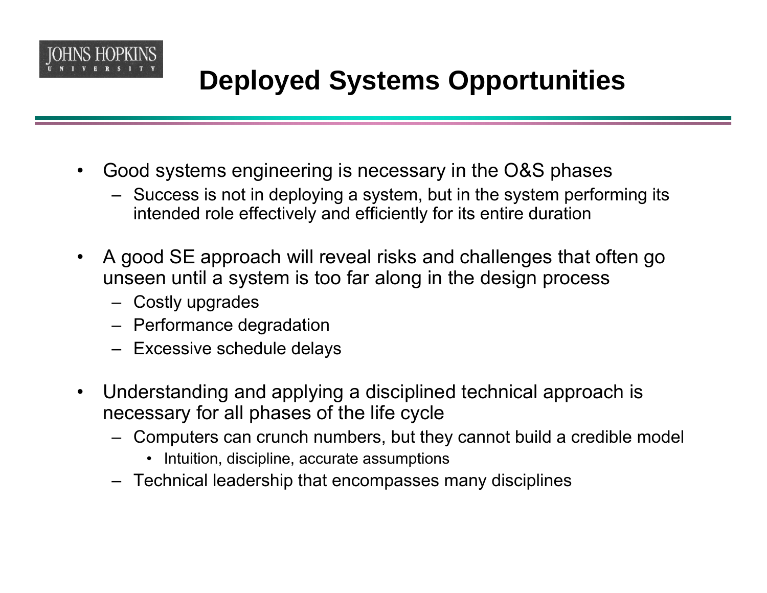# Deployed Systems Opportunities

- Good systems engineering is necessary in the O&S phases
  - Success is not in deploying a system, but in the system performing its intended role effectively and efficiently for its entire duration
- A good SE approach will reveal risks and challenges that often go unseen until a system is too far along in the design process
  - Costly upgrades
  - Performance degradation
  - Excessive schedule delays
- Understanding and applying a disciplined technical approach is necessary for all phases of the life cycle
  - Computers can crunch numbers, but they cannot build a credible model
    - Intuition, discipline, accurate assumptions
  - Technical leadership that encompasses many disciplines